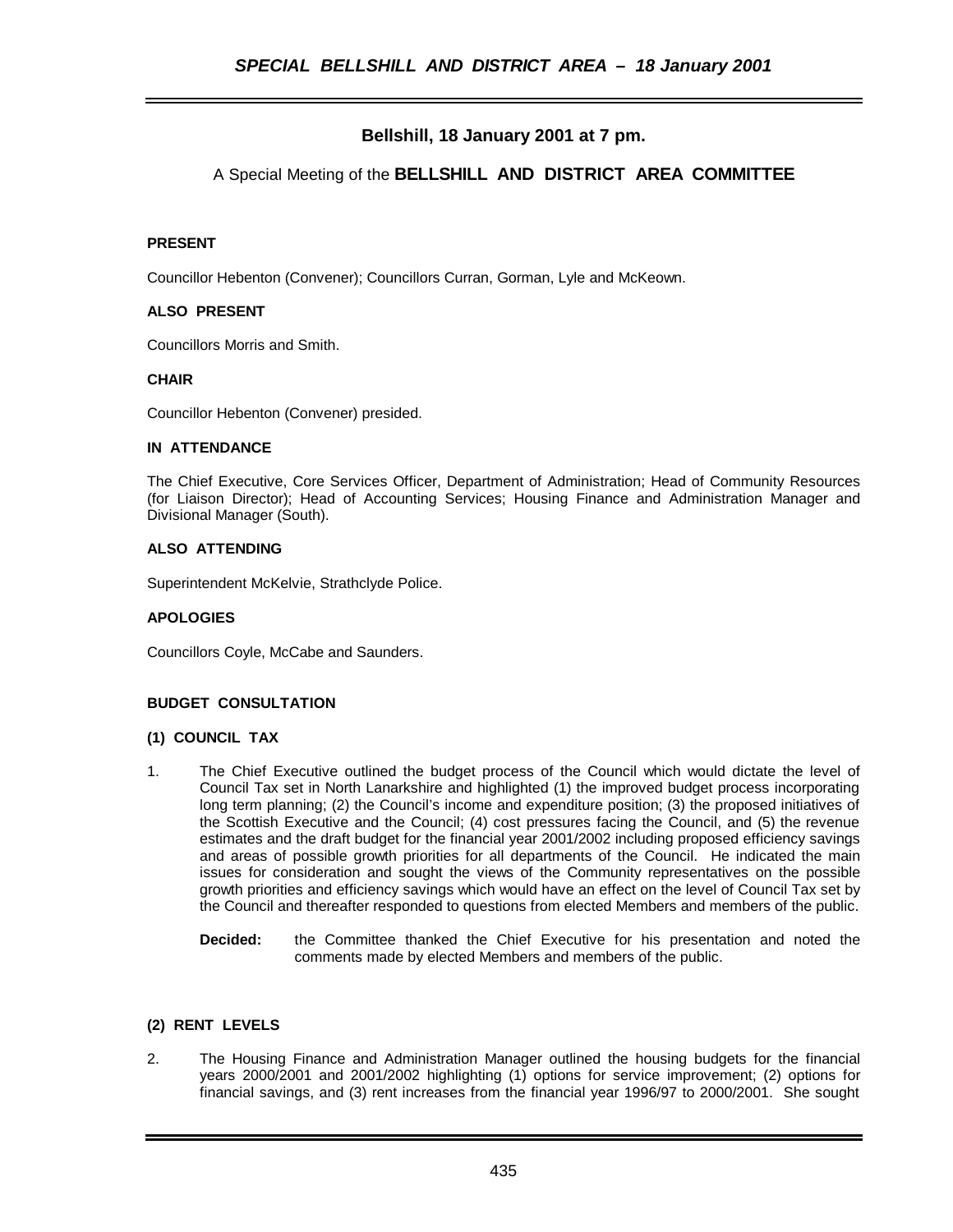## Bellshill, 18 January 2001 at 7 pm.

A Special Meeting of the **BELLSHILL AND DISTRICT AREA COMMITTEE**

**PRESENT**

Councillor Hebenton (Convener); Councillors Curran, Gorman, Lyle and McKeown.

**ALSO PRESENT**

Councillors Morris and Smith.

**CHAIR**

Councillor Hebenton (Convener) presided.

**IN ATTENDANCE**

The Chief Executive, Core Services Officer, Department of Administration; Head of Community Resources (for Liaison Director); Head of Accounting Services; Housing Finance and Administration Manager and Divisional Manager (South).

**ALSO ATTENDING**

Superintendent McKelvie, Strathclyde Police.

**APOLOGIES**

Councillors Coyle, McCabe and Saunders.

**BUDGET CONSULTATION**

**(1) COUNCIL TAX**

1. The Chief Executive outlined the budget process of the Council which would dictate the level of Council Tax set in North Lanarkshire and highlighted (1) the improved budget process incorporating long term planning; (2) the Council's income and expenditure position; (3) the proposed initiatives of the Scottish Executive and the Council; (4) cost pressures facing the Council, and (5) the revenue estimates and the draft budget for the financial year 2001/2002 including proposed efficiency savings and areas of possible growth priorities for all departments of the Council. He indicated the main issues for consideration and sought the views of the Community representatives on the possible growth priorities and efficiency savings which would have an effect on the level of Council Tax set by the Council and thereafter responded to questions from elected Members and members of the public.

   **Decided:** the Committee thanked the Chief Executive for his presentation and noted the comments made by elected Members and members of the public.

**(2) RENT LEVELS**

2. The Housing Finance and Administration Manager outlined the housing budgets for the financial years 2000/2001 and 2001/2002 highlighting (1) options for service improvement; (2) options for financial savings, and (3) rent increases from the financial year 1996/97 to 2000/2001. She sought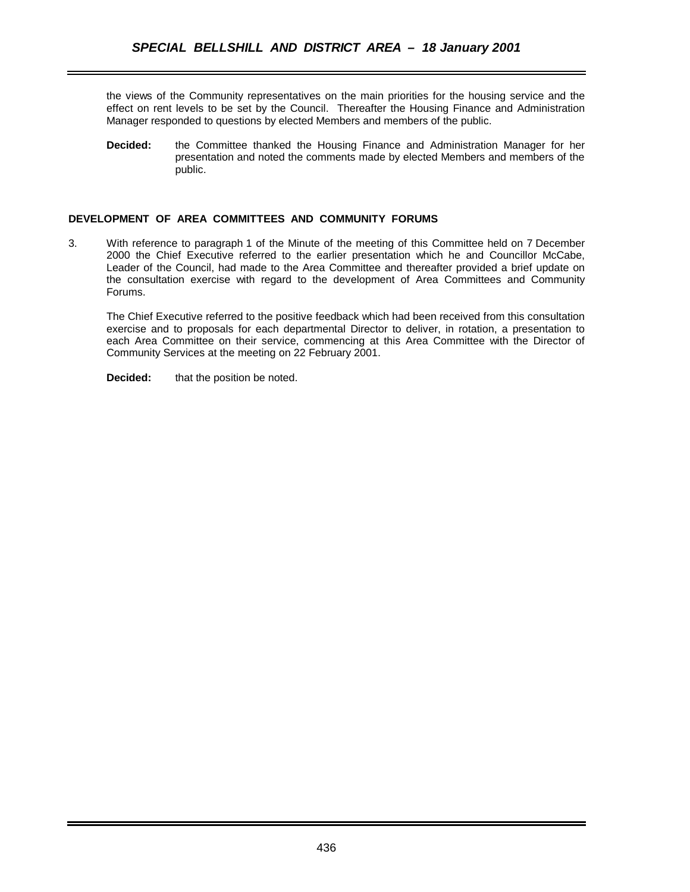the views of the Community representatives on the main priorities for the housing service and the effect on rent levels to be set by the Council. Thereafter the Housing Finance and Administration Manager responded to questions by elected Members and members of the public.

**Decided:** the Committee thanked the Housing Finance and Administration Manager for her presentation and noted the comments made by elected Members and members of the public.

**DEVELOPMENT OF AREA COMMITTEES AND COMMUNITY FORUMS**

3. With reference to paragraph 1 of the Minute of the meeting of this Committee held on 7 December 2000 the Chief Executive referred to the earlier presentation which he and Councillor McCabe, Leader of the Council, had made to the Area Committee and thereafter provided a brief update on the consultation exercise with regard to the development of Area Committees and Community Forums.

   The Chief Executive referred to the positive feedback which had been received from this consultation exercise and to proposals for each departmental Director to deliver, in rotation, a presentation to each Area Committee on their service, commencing at this Area Committee with the Director of Community Services at the meeting on 22 February 2001.

   **Decided:** that the position be noted.